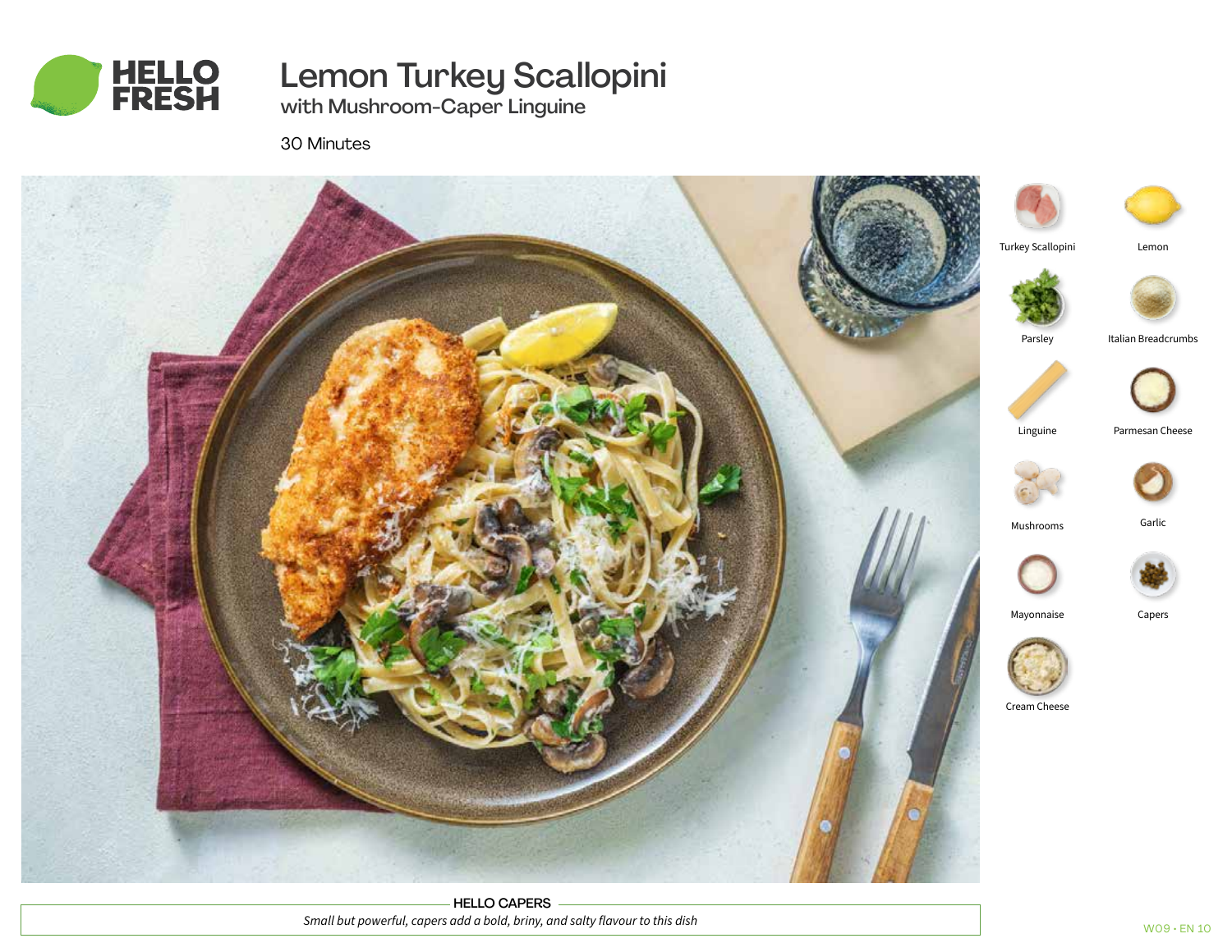# Lemon Turkey Scallopini

## with Mushroom-Caper Linguine

30 Minutes

- Turkey Scallopini
- Lemon
- Parsley
- Italian Breadcrumbs
- Linguine
- Parmesan Cheese
- Mushrooms
- Garlic
- Mayonnaise
- Capers
- Cream Cheese

**HELLO CAPERS**

*Small but powerful, capers add a bold, briny, and salty flavour to this dish*

W09 · EN 10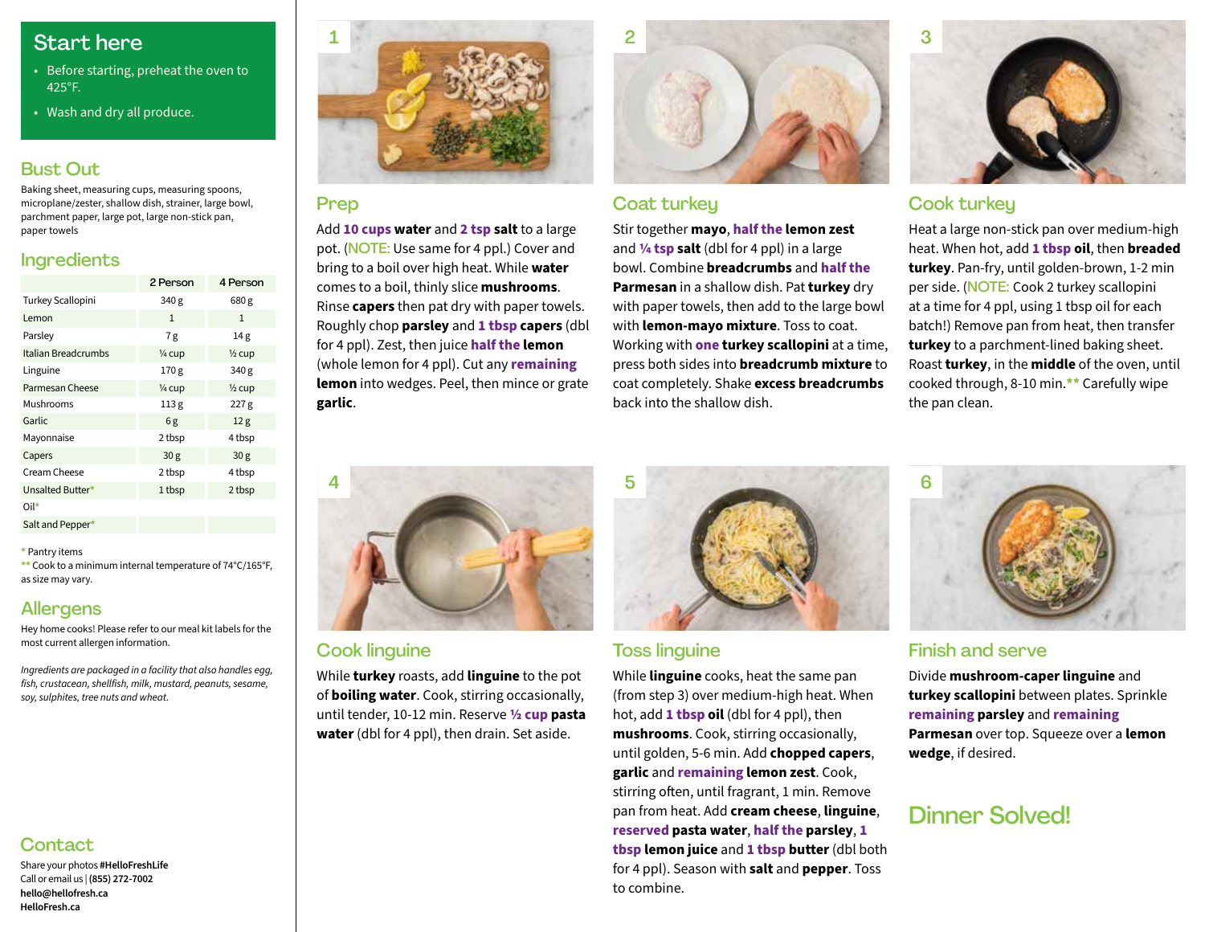## Start here

- Before starting, preheat the oven to 425°F.
- Wash and dry all produce.

## Bust Out

Baking sheet, measuring cups, measuring spoons, microplane/zester, shallow dish, strainer, large bowl, parchment paper, large pot, large non-stick pan, paper towels

## Ingredients

| | 2 Person | 4 Person |
|---|---|---|
| Turkey Scallopini | 340 g | 680 g |
| Lemon | 1 | 1 |
| Parsley | 7 g | 14 g |
| Italian Breadcrumbs | ¼ cup | ½ cup |
| Linguine | 170 g | 340 g |
| Parmesan Cheese | ¼ cup | ½ cup |
| Mushrooms | 113 g | 227 g |
| Garlic | 6 g | 12 g |
| Mayonnaise | 2 tbsp | 4 tbsp |
| Capers | 30 g | 30 g |
| Cream Cheese | 2 tbsp | 4 tbsp |
| Unsalted Butter* | 1 tbsp | 2 tbsp |
| Oil* | | |
| Salt and Pepper* | | |

\* Pantry items

\*\* Cook to a minimum internal temperature of 74°C/165°F, as size may vary.

## Allergens

Hey home cooks! Please refer to our meal kit labels for the most current allergen information.

*Ingredients are packaged in a facility that also handles egg, fish, crustacean, shellfish, milk, mustard, peanuts, sesame, soy, sulphites, tree nuts and wheat.*

## Contact

Share your photos **#HelloFreshLife**
Call or email us | **(855) 272-7002**
**hello@hellofresh.ca**
**HelloFresh.ca**

## 1 Prep

Add **10 cups water** and **2 tsp salt** to a large pot. (NOTE: Use same for 4 ppl.) Cover and bring to a boil over high heat. While **water** comes to a boil, thinly slice **mushrooms**. Rinse **capers** then pat dry with paper towels. Roughly chop **parsley** and **1 tbsp capers** (dbl for 4 ppl). Zest, then juice **half the lemon** (whole lemon for 4 ppl). Cut any **remaining lemon** into wedges. Peel, then mince or grate **garlic**.

## 2 Coat turkey

Stir together **mayo**, **half the lemon zest** and **¼ tsp salt** (dbl for 4 ppl) in a large bowl. Combine **breadcrumbs** and **half the Parmesan** in a shallow dish. Pat **turkey** dry with paper towels, then add to the large bowl with **lemon-mayo mixture**. Toss to coat. Working with **one turkey scallopini** at a time, press both sides into **breadcrumb mixture** to coat completely. Shake **excess breadcrumbs** back into the shallow dish.

## 3 Cook turkey

Heat a large non-stick pan over medium-high heat. When hot, add **1 tbsp oil**, then **breaded turkey**. Pan-fry, until golden-brown, 1-2 min per side. (NOTE: Cook 2 turkey scallopini at a time for 4 ppl, using 1 tbsp oil for each batch!) Remove pan from heat, then transfer **turkey** to a parchment-lined baking sheet. Roast **turkey**, in the **middle** of the oven, until cooked through, 8-10 min.\*\* Carefully wipe the pan clean.

## 4 Cook linguine

While **turkey** roasts, add **linguine** to the pot of **boiling water**. Cook, stirring occasionally, until tender, 10-12 min. Reserve **½ cup pasta water** (dbl for 4 ppl), then drain. Set aside.

## 5 Toss linguine

While **linguine** cooks, heat the same pan (from step 3) over medium-high heat. When hot, add **1 tbsp oil** (dbl for 4 ppl), then **mushrooms**. Cook, stirring occasionally, until golden, 5-6 min. Add **chopped capers**, **garlic** and **remaining lemon zest**. Cook, stirring often, until fragrant, 1 min. Remove pan from heat. Add **cream cheese**, **linguine**, **reserved pasta water**, **half the parsley**, **1 tbsp lemon juice** and **1 tbsp butter** (dbl both for 4 ppl). Season with **salt** and **pepper**. Toss to combine.

## 6 Finish and serve

Divide **mushroom-caper linguine** and **turkey scallopini** between plates. Sprinkle **remaining parsley** and **remaining Parmesan** over top. Squeeze over a **lemon wedge**, if desired.

## Dinner Solved!